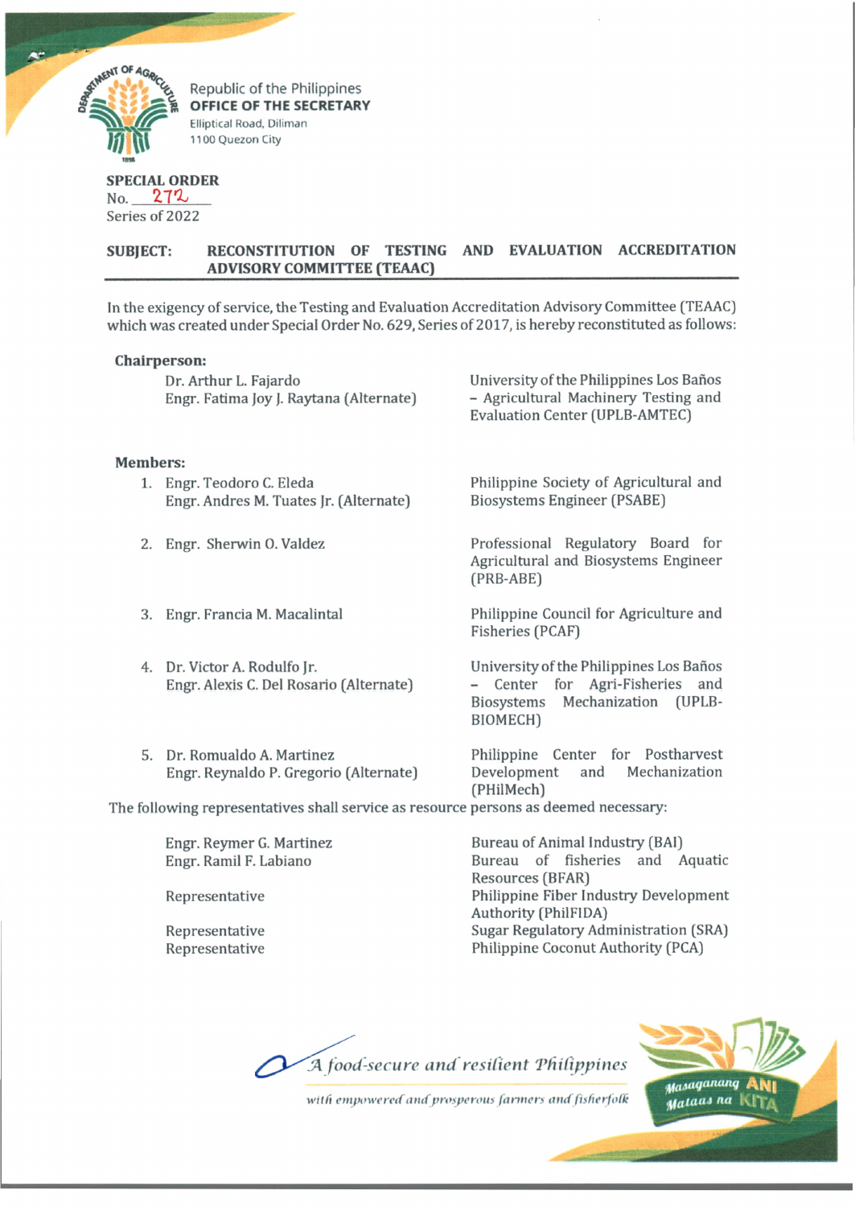Republic of the Philippines
**OFFICE OF THE SECRETARY**
Elliptical Road, Diliman
1100 Quezon City

**SPECIAL ORDER**
No. 272
Series of 2022

**SUBJECT: RECONSTITUTION OF TESTING AND EVALUATION ACCREDITATION ADVISORY COMMITTEE (TEAAC)**

In the exigency of service, the Testing and Evaluation Accreditation Advisory Committee (TEAAC) which was created under Special Order No. 629, Series of 2017, is hereby reconstituted as follows:

**Chairperson:**

| | |
|---|---|
| Dr. Arthur L. Fajardo<br>Engr. Fatima Joy J. Raytana (Alternate) | University of the Philippines Los Baños – Agricultural Machinery Testing and Evaluation Center (UPLB-AMTEC) |

**Members:**

| | |
|---|---|
| 1. Engr. Teodoro C. Eleda<br>Engr. Andres M. Tuates Jr. (Alternate) | Philippine Society of Agricultural and Biosystems Engineer (PSABE) |
| 2. Engr. Sherwin O. Valdez | Professional Regulatory Board for Agricultural and Biosystems Engineer (PRB-ABE) |
| 3. Engr. Francia M. Macalintal | Philippine Council for Agriculture and Fisheries (PCAF) |
| 4. Dr. Victor A. Rodulfo Jr.<br>Engr. Alexis C. Del Rosario (Alternate) | University of the Philippines Los Baños – Center for Agri-Fisheries and Biosystems Mechanization (UPLB-BIOMECH) |
| 5. Dr. Romualdo A. Martinez<br>Engr. Reynaldo P. Gregorio (Alternate) | Philippine Center for Postharvest Development and Mechanization (PHilMech) |

The following representatives shall service as resource persons as deemed necessary:

| | |
|---|---|
| Engr. Reymer G. Martinez | Bureau of Animal Industry (BAI) |
| Engr. Ramil F. Labiano | Bureau of fisheries and Aquatic Resources (BFAR) |
| Representative | Philippine Fiber Industry Development Authority (PhilFIDA) |
| Representative | Sugar Regulatory Administration (SRA) |
| Representative | Philippine Coconut Authority (PCA) |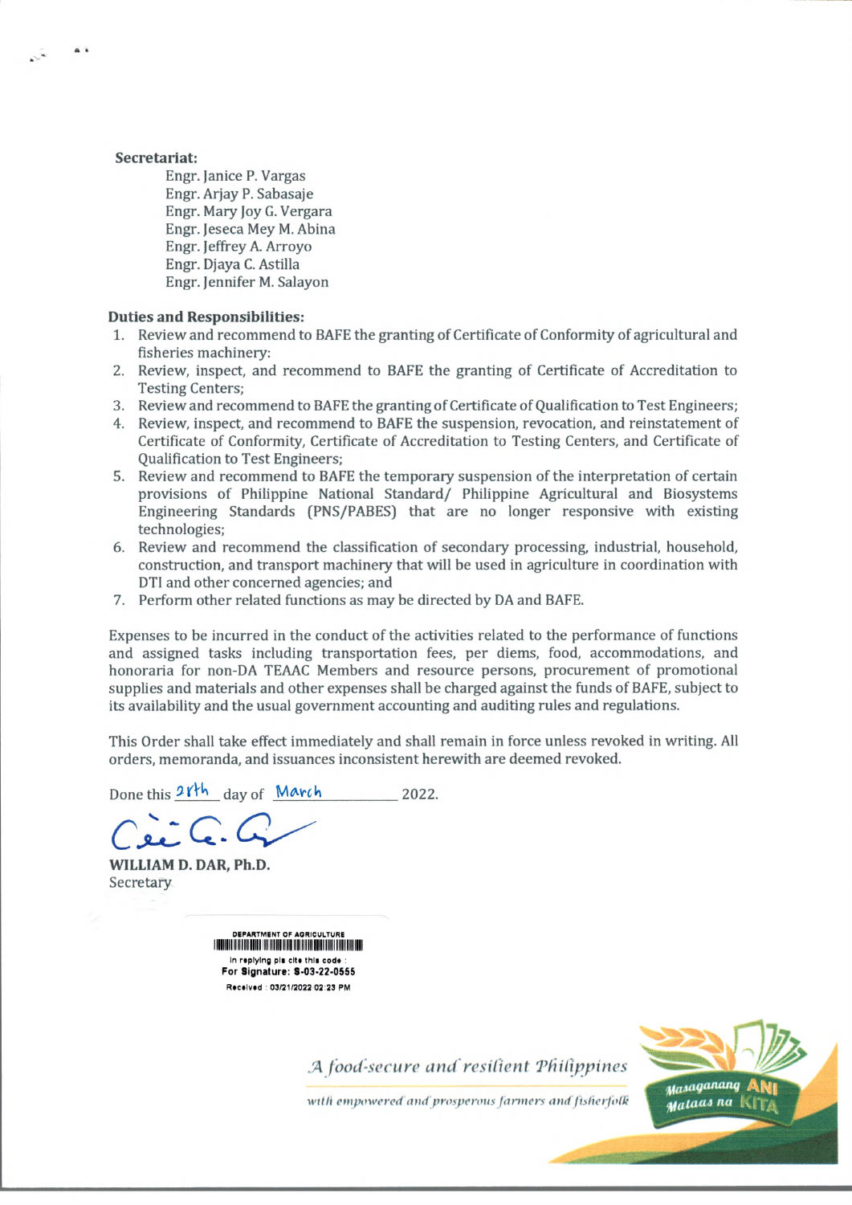**Secretariat:**

Engr. Janice P. Vargas
Engr. Arjay P. Sabasaje
Engr. Mary Joy G. Vergara
Engr. Jeseca Mey M. Abina
Engr. Jeffrey A. Arroyo
Engr. Djaya C. Astilla
Engr. Jennifer M. Salayon

**Duties and Responsibilities:**

1. Review and recommend to BAFE the granting of Certificate of Conformity of agricultural and fisheries machinery:
2. Review, inspect, and recommend to BAFE the granting of Certificate of Accreditation to Testing Centers;
3. Review and recommend to BAFE the granting of Certificate of Qualification to Test Engineers;
4. Review, inspect, and recommend to BAFE the suspension, revocation, and reinstatement of Certificate of Conformity, Certificate of Accreditation to Testing Centers, and Certificate of Qualification to Test Engineers;
5. Review and recommend to BAFE the temporary suspension of the interpretation of certain provisions of Philippine National Standard/ Philippine Agricultural and Biosystems Engineering Standards (PNS/PABES) that are no longer responsive with existing technologies;
6. Review and recommend the classification of secondary processing, industrial, household, construction, and transport machinery that will be used in agriculture in coordination with DTI and other concerned agencies; and
7. Perform other related functions as may be directed by DA and BAFE.

Expenses to be incurred in the conduct of the activities related to the performance of functions and assigned tasks including transportation fees, per diems, food, accommodations, and honoraria for non-DA TEAAC Members and resource persons, procurement of promotional supplies and materials and other expenses shall be charged against the funds of BAFE, subject to its availability and the usual government accounting and auditing rules and regulations.

This Order shall take effect immediately and shall remain in force unless revoked in writing. All orders, memoranda, and issuances inconsistent herewith are deemed revoked.

Done this 24th day of March 2022.

**WILLIAM D. DAR, Ph.D.**
Secretary

DEPARTMENT OF AGRICULTURE
In replying pls cite this code :
For Signature: S-03-22-0555
Received : 03/21/2022 02:23 PM

*A food-secure and resilient Philippines with empowered and prosperous farmers and fisherfolk*

Masaganang ANI Mataas na KITA